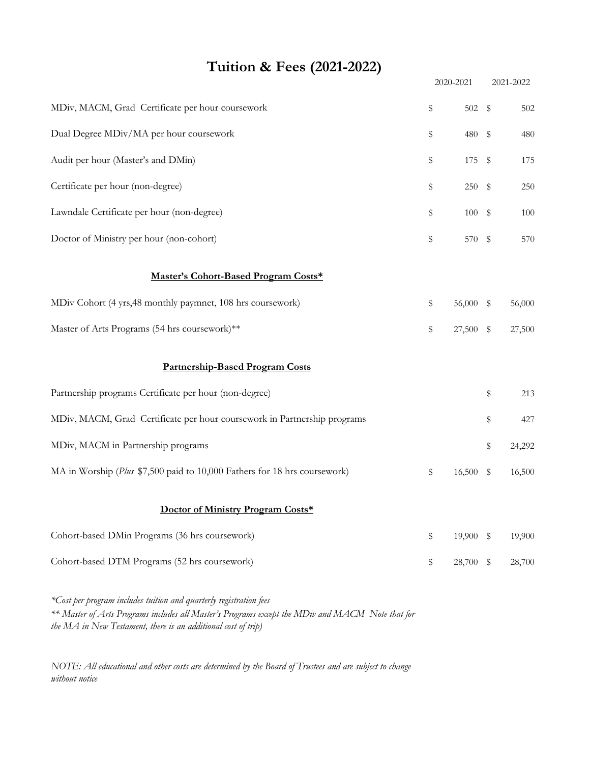# Tuition & Fees (2021-2022)

| | 2020-2021 | 2021-2022 |
|---|---|---|
| MDiv, MACM, Grad Certificate per hour coursework | $ 502 | $ 502 |
| Dual Degree MDiv/MA per hour coursework | $ 480 | $ 480 |
| Audit per hour (Master's and DMin) | $ 175 | $ 175 |
| Certificate per hour (non-degree) | $ 250 | $ 250 |
| Lawndale Certificate per hour (non-degree) | $ 100 | $ 100 |
| Doctor of Ministry per hour (non-cohort) | $ 570 | $ 570 |
| **Master's Cohort-Based Program Costs*** | | |
| MDiv Cohort (4 yrs,48 monthly paymnet, 108 hrs coursework) | $ 56,000 | $ 56,000 |
| Master of Arts Programs (54 hrs coursework)** | $ 27,500 | $ 27,500 |
| **Partnership-Based Program Costs** | | |
| Partnership programs Certificate per hour (non-degree) | | $ 213 |
| MDiv, MACM, Grad Certificate per hour coursework in Partnership programs | | $ 427 |
| MDiv, MACM in Partnership programs | | $ 24,292 |
| MA in Worship (*Plus* $7,500 paid to 10,000 Fathers for 18 hrs coursework) | $ 16,500 | $ 16,500 |
| **Doctor of Ministry Program Costs*** | | |
| Cohort-based DMin Programs (36 hrs coursework) | $ 19,900 | $ 19,900 |
| Cohort-based DTM Programs (52 hrs coursework) | $ 28,700 | $ 28,700 |

*\*Cost per program includes tuition and quarterly registration fees*
*\*\* Master of Arts Programs includes all Master's Programs except the MDiv and MACM Note that for the MA in New Testament, there is an additional cost of trip)*

*NOTE: All educational and other costs are determined by the Board of Trustees and are subject to change without notice*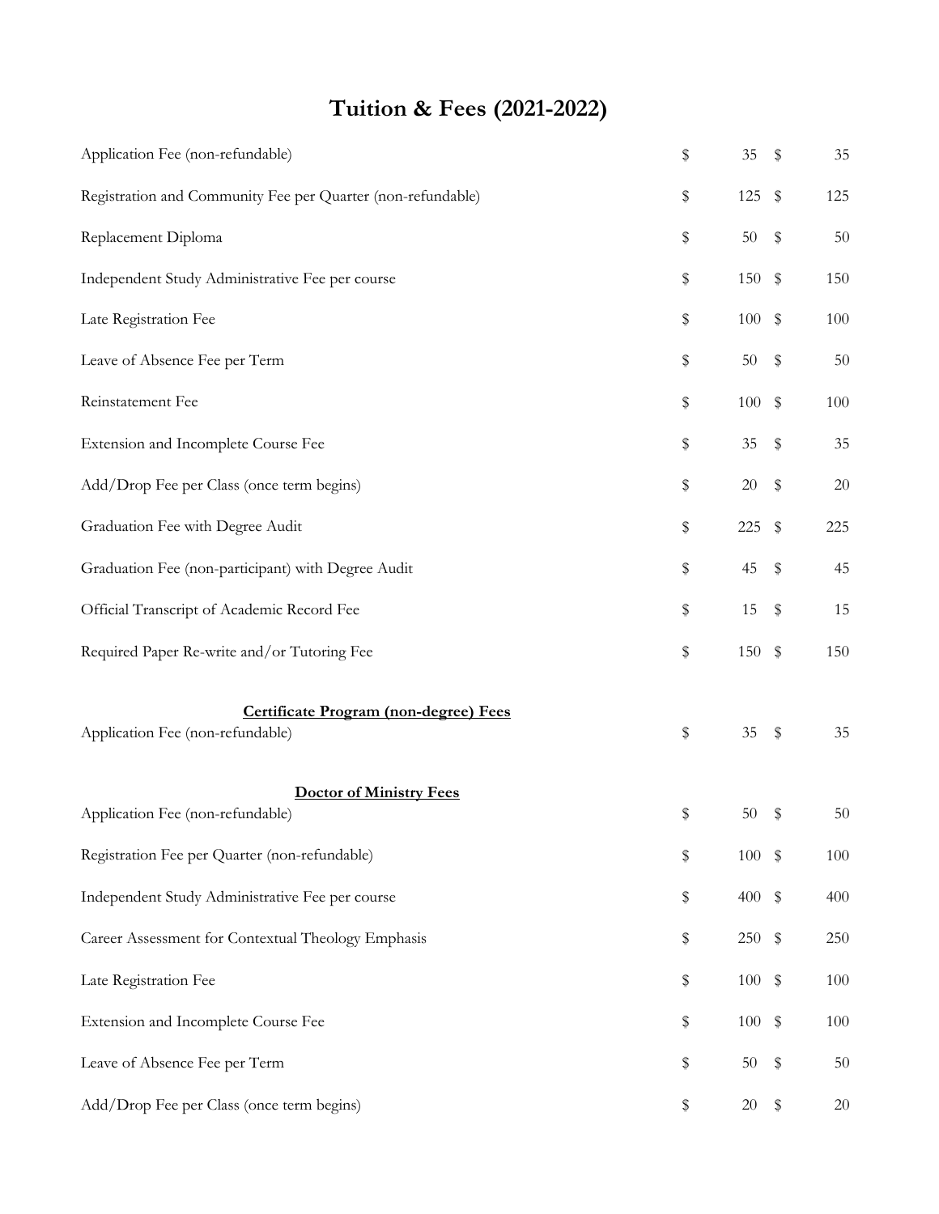# Tuition & Fees (2021-2022)

| Fee | | |
|---|---|---|
| Application Fee (non-refundable) | $ 35 | $ 35 |
| Registration and Community Fee per Quarter (non-refundable) | $ 125 | $ 125 |
| Replacement Diploma | $ 50 | $ 50 |
| Independent Study Administrative Fee per course | $ 150 | $ 150 |
| Late Registration Fee | $ 100 | $ 100 |
| Leave of Absence Fee per Term | $ 50 | $ 50 |
| Reinstatement Fee | $ 100 | $ 100 |
| Extension and Incomplete Course Fee | $ 35 | $ 35 |
| Add/Drop Fee per Class (once term begins) | $ 20 | $ 20 |
| Graduation Fee with Degree Audit | $ 225 | $ 225 |
| Graduation Fee (non-participant) with Degree Audit | $ 45 | $ 45 |
| Official Transcript of Academic Record Fee | $ 15 | $ 15 |
| Required Paper Re-write and/or Tutoring Fee | $ 150 | $ 150 |

**<u>Certificate Program (non-degree) Fees</u>**

| Fee | | |
|---|---|---|
| Application Fee (non-refundable) | $ 35 | $ 35 |

**<u>Doctor of Ministry Fees</u>**

| Fee | | |
|---|---|---|
| Application Fee (non-refundable) | $ 50 | $ 50 |
| Registration Fee per Quarter (non-refundable) | $ 100 | $ 100 |
| Independent Study Administrative Fee per course | $ 400 | $ 400 |
| Career Assessment for Contextual Theology Emphasis | $ 250 | $ 250 |
| Late Registration Fee | $ 100 | $ 100 |
| Extension and Incomplete Course Fee | $ 100 | $ 100 |
| Leave of Absence Fee per Term | $ 50 | $ 50 |
| Add/Drop Fee per Class (once term begins) | $ 20 | $ 20 |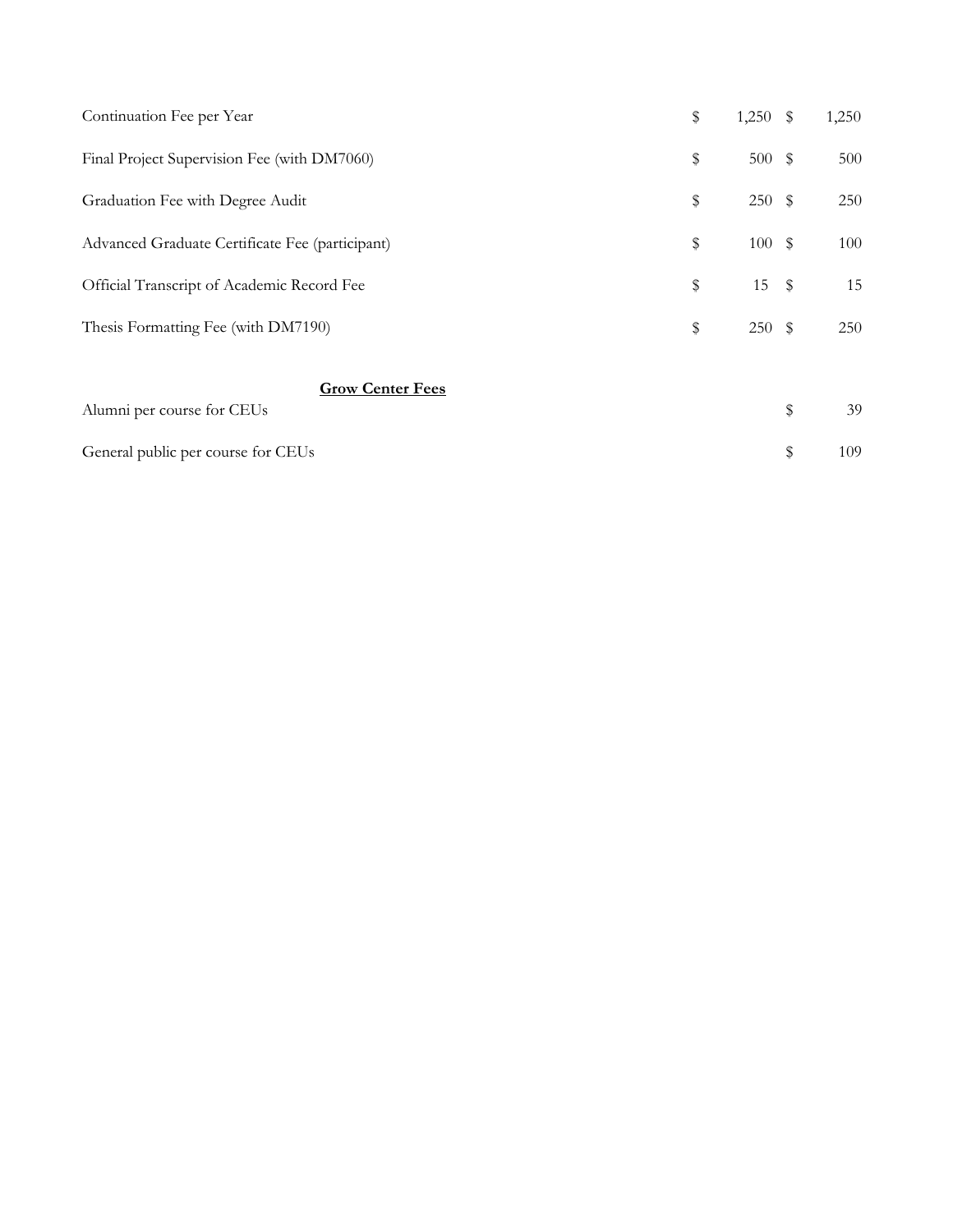| | | |
|---|---|---|
| Continuation Fee per Year | $ 1,250 | $ 1,250 |
| Final Project Supervision Fee (with DM7060) | $ 500 | $ 500 |
| Graduation Fee with Degree Audit | $ 250 | $ 250 |
| Advanced Graduate Certificate Fee (participant) | $ 100 | $ 100 |
| Official Transcript of Academic Record Fee | $ 15 | $ 15 |
| Thesis Formatting Fee (with DM7190) | $ 250 | $ 250 |

**Grow Center Fees**

| | |
|---|---|
| Alumni per course for CEUs | $ 39 |
| General public per course for CEUs | $ 109 |